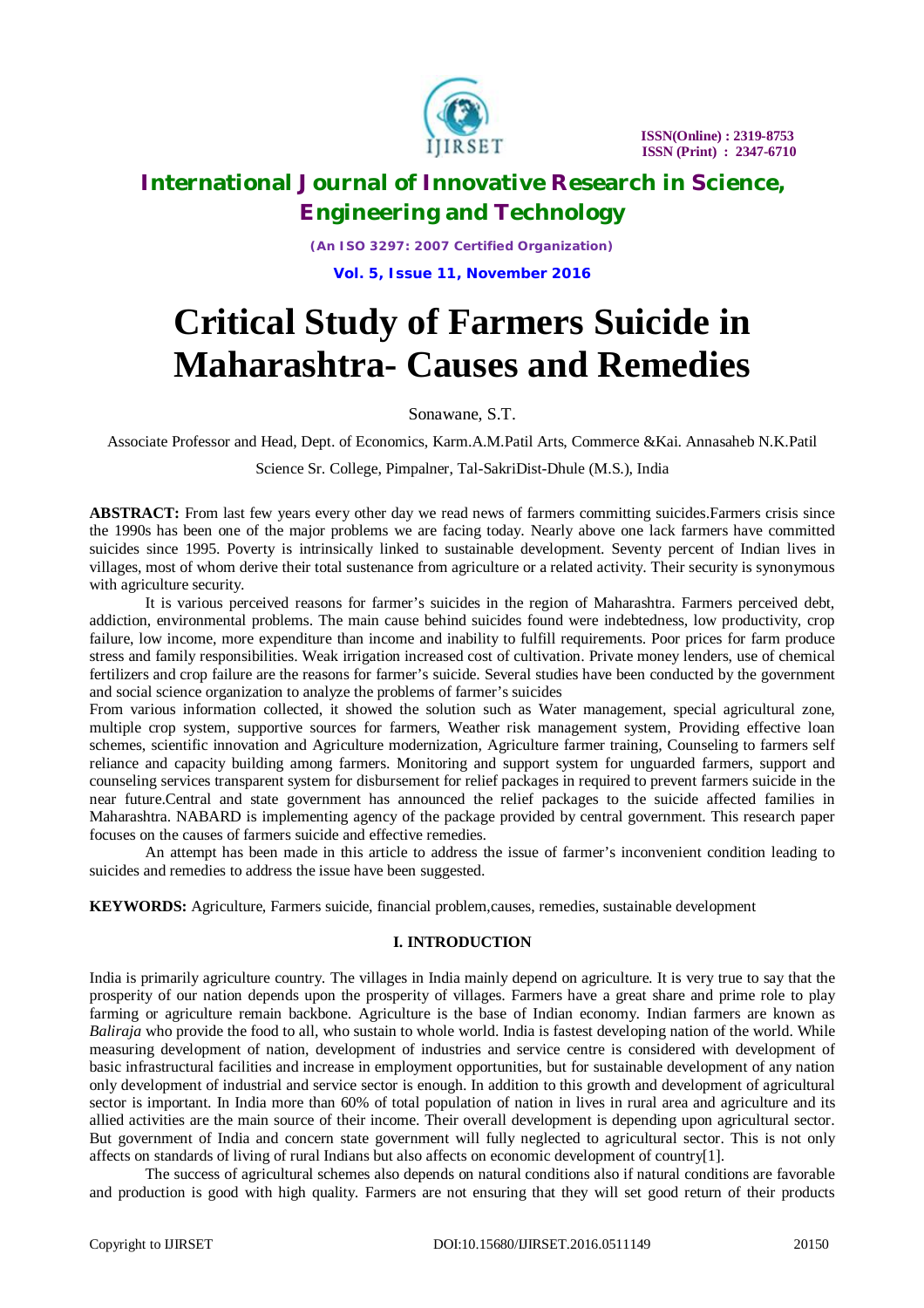# International Journal of Innovative Research in Science, Engineering and Technology

*(An ISO 3297: 2007 Certified Organization)*

**Vol. 5, Issue 11, November 2016**

# Critical Study of Farmers Suicide in Maharashtra- Causes and Remedies

Sonawane, S.T.

Associate Professor and Head, Dept. of Economics, Karm.A.M.Patil Arts, Commerce &Kai. Annasaheb N.K.Patil Science Sr. College, Pimpalner, Tal-SakriDist-Dhule (M.S.), India

**ABSTRACT:** From last few years every other day we read news of farmers committing suicides.Farmers crisis since the 1990s has been one of the major problems we are facing today. Nearly above one lack farmers have committed suicides since 1995. Poverty is intrinsically linked to sustainable development. Seventy percent of Indian lives in villages, most of whom derive their total sustenance from agriculture or a related activity. Their security is synonymous with agriculture security.

It is various perceived reasons for farmer's suicides in the region of Maharashtra. Farmers perceived debt, addiction, environmental problems. The main cause behind suicides found were indebtedness, low productivity, crop failure, low income, more expenditure than income and inability to fulfill requirements. Poor prices for farm produce stress and family responsibilities. Weak irrigation increased cost of cultivation. Private money lenders, use of chemical fertilizers and crop failure are the reasons for farmer's suicide. Several studies have been conducted by the government and social science organization to analyze the problems of farmer's suicides

From various information collected, it showed the solution such as Water management, special agricultural zone, multiple crop system, supportive sources for farmers, Weather risk management system, Providing effective loan schemes, scientific innovation and Agriculture modernization, Agriculture farmer training, Counseling to farmers self reliance and capacity building among farmers. Monitoring and support system for unguarded farmers, support and counseling services transparent system for disbursement for relief packages in required to prevent farmers suicide in the near future.Central and state government has announced the relief packages to the suicide affected families in Maharashtra. NABARD is implementing agency of the package provided by central government. This research paper focuses on the causes of farmers suicide and effective remedies.

An attempt has been made in this article to address the issue of farmer's inconvenient condition leading to suicides and remedies to address the issue have been suggested.

**KEYWORDS:** Agriculture, Farmers suicide, financial problem,causes, remedies, sustainable development

## I. INTRODUCTION

India is primarily agriculture country. The villages in India mainly depend on agriculture. It is very true to say that the prosperity of our nation depends upon the prosperity of villages. Farmers have a great share and prime role to play farming or agriculture remain backbone. Agriculture is the base of Indian economy. Indian farmers are known as *Baliraja* who provide the food to all, who sustain to whole world. India is fastest developing nation of the world. While measuring development of nation, development of industries and service centre is considered with development of basic infrastructural facilities and increase in employment opportunities, but for sustainable development of any nation only development of industrial and service sector is enough. In addition to this growth and development of agricultural sector is important. In India more than 60% of total population of nation in lives in rural area and agriculture and its allied activities are the main source of their income. Their overall development is depending upon agricultural sector. But government of India and concern state government will fully neglected to agricultural sector. This is not only affects on standards of living of rural Indians but also affects on economic development of country[1].

The success of agricultural schemes also depends on natural conditions also if natural conditions are favorable and production is good with high quality. Farmers are not ensuring that they will set good return of their products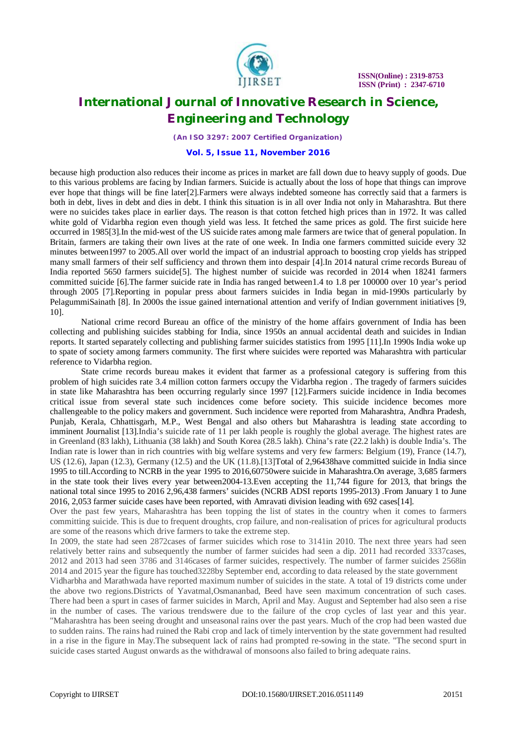because high production also reduces their income as prices in market are fall down due to heavy supply of goods. Due to this various problems are facing by Indian farmers. Suicide is actually about the loss of hope that things can improve ever hope that things will be fine later[2].Farmers were always indebted someone has correctly said that a farmers is both in debt, lives in debt and dies in debt. I think this situation is in all over India not only in Maharashtra. But there were no suicides takes place in earlier days. The reason is that cotton fetched high prices than in 1972. It was called white gold of Vidarbha region even though yield was less. It fetched the same prices as gold. The first suicide here occurred in 1985[3].In the mid-west of the US suicide rates among male farmers are twice that of general population. In Britain, farmers are taking their own lives at the rate of one week. In India one farmers committed suicide every 32 minutes between1997 to 2005.All over world the impact of an industrial approach to boosting crop yields has stripped many small farmers of their self sufficiency and thrown them into despair [4].In 2014 natural crime records Bureau of India reported 5650 farmers suicide[5]. The highest number of suicide was recorded in 2014 when 18241 farmers committed suicide [6].The farmer suicide rate in India has ranged between1.4 to 1.8 per 100000 over 10 year's period through 2005 [7].Reporting in popular press about farmers suicides in India began in mid-1990s particularly by PelagummiSainath [8]. In 2000s the issue gained international attention and verify of Indian government initiatives [9, 10].

National crime record Bureau an office of the ministry of the home affairs government of India has been collecting and publishing suicides stabbing for India, since 1950s an annual accidental death and suicides in Indian reports. It started separately collecting and publishing farmer suicides statistics from 1995 [11].In 1990s India woke up to spate of society among farmers community. The first where suicides were reported was Maharashtra with particular reference to Vidarbha region.

State crime records bureau makes it evident that farmer as a professional category is suffering from this problem of high suicides rate 3.4 million cotton farmers occupy the Vidarbha region . The tragedy of farmers suicides in state like Maharashtra has been occurring regularly since 1997 [12].Farmers suicide incidence in India becomes critical issue from several state such incidences come before society. This suicide incidence becomes more challengeable to the policy makers and government. Such incidence were reported from Maharashtra, Andhra Pradesh, Punjab, Kerala, Chhattisgarh, M.P., West Bengal and also others but Maharashtra is leading state according to imminent Journalist [13].India's suicide rate of 11 per lakh people is roughly the global average. The highest rates are in Greenland (83 lakh), Lithuania (38 lakh) and South Korea (28.5 lakh). China's rate (22.2 lakh) is double India's. The Indian rate is lower than in rich countries with big welfare systems and very few farmers: Belgium (19), France (14.7), US (12.6), Japan (12.3), Germany (12.5) and the UK (11.8).[13]Total of 2,96438have committed suicide in India since 1995 to till.According to NCRB in the year 1995 to 2016,60750were suicide in Maharashtra.On average, 3,685 farmers in the state took their lives every year between2004-13.Even accepting the 11,744 figure for 2013, that brings the national total since 1995 to 2016 2,96,438 farmers' suicides (NCRB ADSI reports 1995-2013) .From January 1 to June 2016, 2,053 farmer suicide cases have been reported, with Amravati division leading with 692 cases[14].

Over the past few years, Maharashtra has been topping the list of states in the country when it comes to farmers committing suicide. This is due to frequent droughts, crop failure, and non-realisation of prices for agricultural products are some of the reasons which drive farmers to take the extreme step.

In 2009, the state had seen 2872cases of farmer suicides which rose to 3141in 2010. The next three years had seen relatively better rains and subsequently the number of farmer suicides had seen a dip. 2011 had recorded 3337cases, 2012 and 2013 had seen 3786 and 3146cases of farmer suicides, respectively. The number of farmer suicides 2568in 2014 and 2015 year the figure has touched3228by September end, according to data released by the state government

Vidharbha and Marathwada have reported maximum number of suicides in the state. A total of 19 districts come under the above two regions.Districts of Yavatmal,Osmananbad, Beed have seen maximum concentration of such cases. There had been a spurt in cases of farmer suicides in March, April and May. August and September had also seen a rise in the number of cases. The various trendswere due to the failure of the crop cycles of last year and this year. "Maharashtra has been seeing drought and unseasonal rains over the past years. Much of the crop had been wasted due to sudden rains. The rains had ruined the Rabi crop and lack of timely intervention by the state government had resulted in a rise in the figure in May.The subsequent lack of rains had prompted re-sowing in the state. "The second spurt in suicide cases started August onwards as the withdrawal of monsoons also failed to bring adequate rains.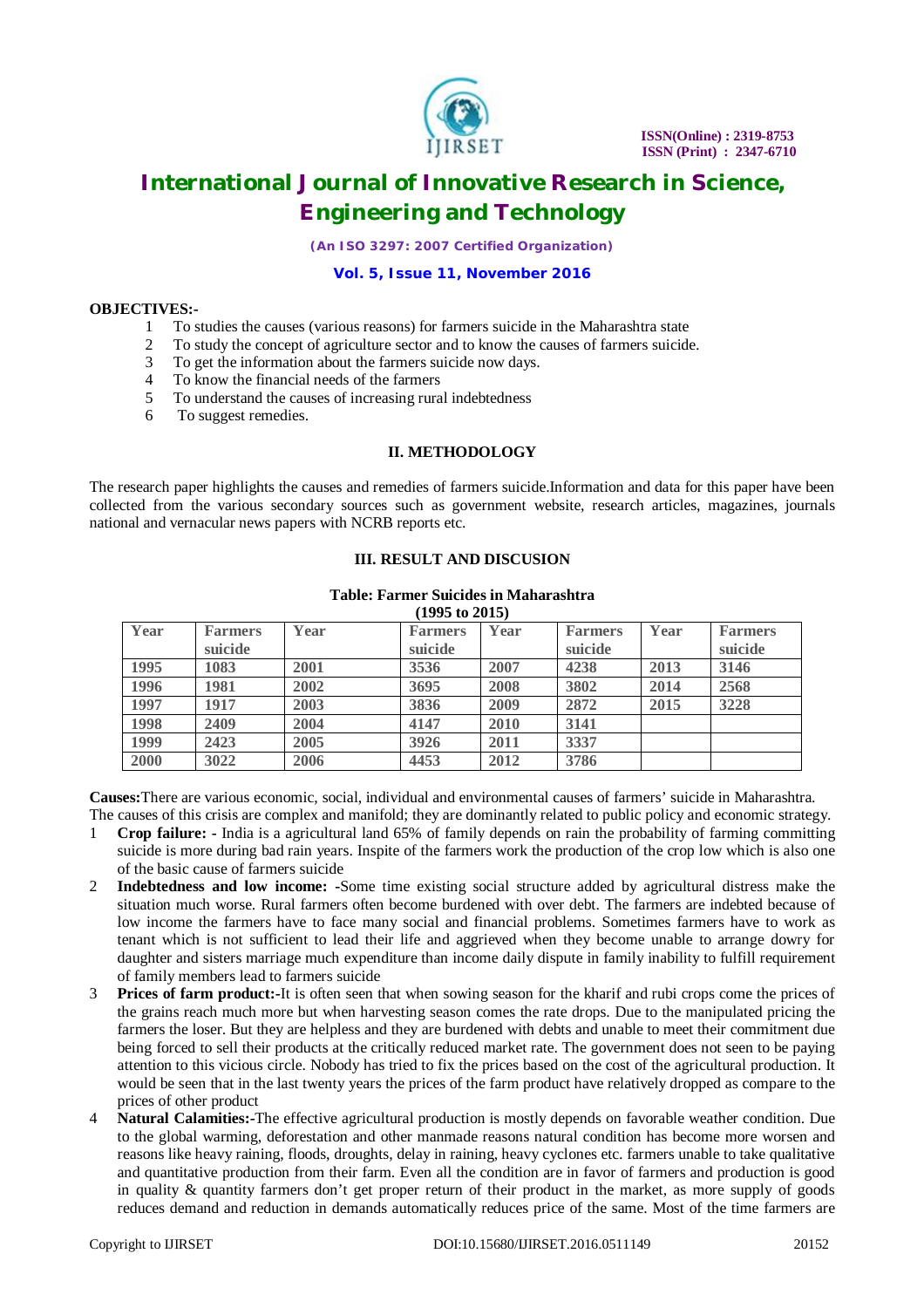**OBJECTIVES:-**

1. To studies the causes (various reasons) for farmers suicide in the Maharashtra state
2. To study the concept of agriculture sector and to know the causes of farmers suicide.
3. To get the information about the farmers suicide now days.
4. To know the financial needs of the farmers
5. To understand the causes of increasing rural indebtedness
6. To suggest remedies.

## II. METHODOLOGY

The research paper highlights the causes and remedies of farmers suicide.Information and data for this paper have been collected from the various secondary sources such as government website, research articles, magazines, journals national and vernacular news papers with NCRB reports etc.

## III. RESULT AND DISCUSION

**Table: Farmer Suicides in Maharashtra (1995 to 2015)**

| Year | Farmers suicide | Year | Farmers suicide | Year | Farmers suicide | Year | Farmers suicide |
|---|---|---|---|---|---|---|---|
| 1995 | 1083 | 2001 | 3536 | 2007 | 4238 | 2013 | 3146 |
| 1996 | 1981 | 2002 | 3695 | 2008 | 3802 | 2014 | 2568 |
| 1997 | 1917 | 2003 | 3836 | 2009 | 2872 | 2015 | 3228 |
| 1998 | 2409 | 2004 | 4147 | 2010 | 3141 | | |
| 1999 | 2423 | 2005 | 3926 | 2011 | 3337 | | |
| 2000 | 3022 | 2006 | 4453 | 2012 | 3786 | | |

**Causes:**There are various economic, social, individual and environmental causes of farmers' suicide in Maharashtra. The causes of this crisis are complex and manifold; they are dominantly related to public policy and economic strategy.

1. **Crop failure: -** India is a agricultural land 65% of family depends on rain the probability of farming committing suicide is more during bad rain years. Inspite of the farmers work the production of the crop low which is also one of the basic cause of farmers suicide
2. **Indebtedness and low income: -**Some time existing social structure added by agricultural distress make the situation much worse. Rural farmers often become burdened with over debt. The farmers are indebted because of low income the farmers have to face many social and financial problems. Sometimes farmers have to work as tenant which is not sufficient to lead their life and aggrieved when they become unable to arrange dowry for daughter and sisters marriage much expenditure than income daily dispute in family inability to fulfill requirement of family members lead to farmers suicide
3. **Prices of farm product:-**It is often seen that when sowing season for the kharif and rubi crops come the prices of the grains reach much more but when harvesting season comes the rate drops. Due to the manipulated pricing the farmers the loser. But they are helpless and they are burdened with debts and unable to meet their commitment due being forced to sell their products at the critically reduced market rate. The government does not seen to be paying attention to this vicious circle. Nobody has tried to fix the prices based on the cost of the agricultural production. It would be seen that in the last twenty years the prices of the farm product have relatively dropped as compare to the prices of other product
4. **Natural Calamities:-**The effective agricultural production is mostly depends on favorable weather condition. Due to the global warming, deforestation and other manmade reasons natural condition has become more worsen and reasons like heavy raining, floods, droughts, delay in raining, heavy cyclones etc. farmers unable to take qualitative and quantitative production from their farm. Even all the condition are in favor of farmers and production is good in quality & quantity farmers don't get proper return of their product in the market, as more supply of goods reduces demand and reduction in demands automatically reduces price of the same. Most of the time farmers are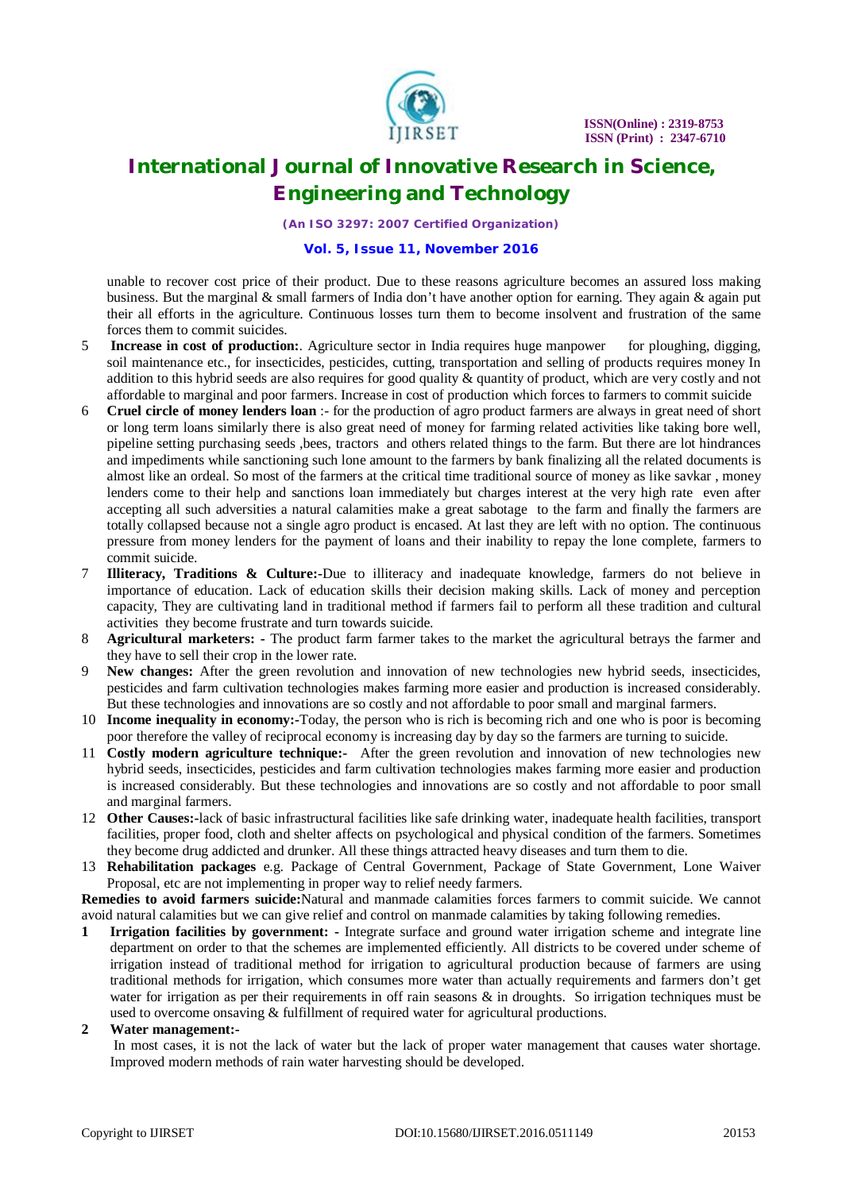unable to recover cost price of their product. Due to these reasons agriculture becomes an assured loss making business. But the marginal & small farmers of India don't have another option for earning. They again & again put their all efforts in the agriculture. Continuous losses turn them to become insolvent and frustration of the same forces them to commit suicides.

5. **Increase in cost of production:**. Agriculture sector in India requires huge manpower for ploughing, digging, soil maintenance etc., for insecticides, pesticides, cutting, transportation and selling of products requires money In addition to this hybrid seeds are also requires for good quality & quantity of product, which are very costly and not affordable to marginal and poor farmers. Increase in cost of production which forces to farmers to commit suicide
6. **Cruel circle of money lenders loan** :- for the production of agro product farmers are always in great need of short or long term loans similarly there is also great need of money for farming related activities like taking bore well, pipeline setting purchasing seeds ,bees, tractors and others related things to the farm. But there are lot hindrances and impediments while sanctioning such lone amount to the farmers by bank finalizing all the related documents is almost like an ordeal. So most of the farmers at the critical time traditional source of money as like savkar , money lenders come to their help and sanctions loan immediately but charges interest at the very high rate even after accepting all such adversities a natural calamities make a great sabotage to the farm and finally the farmers are totally collapsed because not a single agro product is encased. At last they are left with no option. The continuous pressure from money lenders for the payment of loans and their inability to repay the lone complete, farmers to commit suicide.
7. **Illiteracy, Traditions & Culture:-**Due to illiteracy and inadequate knowledge, farmers do not believe in importance of education. Lack of education skills their decision making skills. Lack of money and perception capacity, They are cultivating land in traditional method if farmers fail to perform all these tradition and cultural activities they become frustrate and turn towards suicide.
8. **Agricultural marketers: -** The product farm farmer takes to the market the agricultural betrays the farmer and they have to sell their crop in the lower rate.
9. **New changes:** After the green revolution and innovation of new technologies new hybrid seeds, insecticides, pesticides and farm cultivation technologies makes farming more easier and production is increased considerably. But these technologies and innovations are so costly and not affordable to poor small and marginal farmers.
10. **Income inequality in economy:-**Today, the person who is rich is becoming rich and one who is poor is becoming poor therefore the valley of reciprocal economy is increasing day by day so the farmers are turning to suicide.
11. **Costly modern agriculture technique:-** After the green revolution and innovation of new technologies new hybrid seeds, insecticides, pesticides and farm cultivation technologies makes farming more easier and production is increased considerably. But these technologies and innovations are so costly and not affordable to poor small and marginal farmers.
12. **Other Causes:-**lack of basic infrastructural facilities like safe drinking water, inadequate health facilities, transport facilities, proper food, cloth and shelter affects on psychological and physical condition of the farmers. Sometimes they become drug addicted and drunker. All these things attracted heavy diseases and turn them to die.
13. **Rehabilitation packages** e.g. Package of Central Government, Package of State Government, Lone Waiver Proposal, etc are not implementing in proper way to relief needy farmers.

**Remedies to avoid farmers suicide:**Natural and manmade calamities forces farmers to commit suicide. We cannot avoid natural calamities but we can give relief and control on manmade calamities by taking following remedies.

1. **Irrigation facilities by government: -** Integrate surface and ground water irrigation scheme and integrate line department on order to that the schemes are implemented efficiently. All districts to be covered under scheme of irrigation instead of traditional method for irrigation to agricultural production because of farmers are using traditional methods for irrigation, which consumes more water than actually requirements and farmers don't get water for irrigation as per their requirements in off rain seasons & in droughts. So irrigation techniques must be used to overcome onsaving & fulfillment of required water for agricultural productions.
2. **Water management:-**
   In most cases, it is not the lack of water but the lack of proper water management that causes water shortage. Improved modern methods of rain water harvesting should be developed.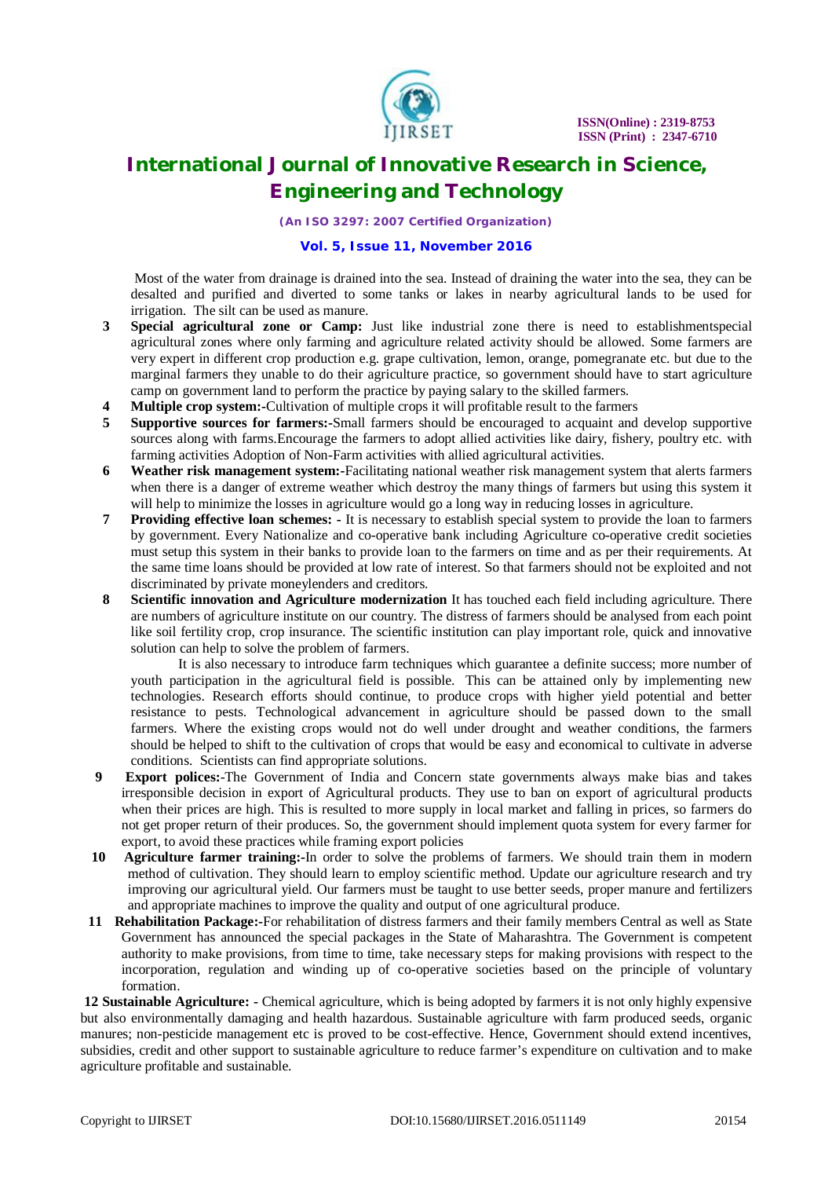Most of the water from drainage is drained into the sea. Instead of draining the water into the sea, they can be desalted and purified and diverted to some tanks or lakes in nearby agricultural lands to be used for irrigation. The silt can be used as manure.

3 **Special agricultural zone or Camp:** Just like industrial zone there is need to establishmentspecial agricultural zones where only farming and agriculture related activity should be allowed. Some farmers are very expert in different crop production e.g. grape cultivation, lemon, orange, pomegranate etc. but due to the marginal farmers they unable to do their agriculture practice, so government should have to start agriculture camp on government land to perform the practice by paying salary to the skilled farmers.

4 **Multiple crop system:-**Cultivation of multiple crops it will profitable result to the farmers

5 **Supportive sources for farmers:-**Small farmers should be encouraged to acquaint and develop supportive sources along with farms.Encourage the farmers to adopt allied activities like dairy, fishery, poultry etc. with farming activities Adoption of Non-Farm activities with allied agricultural activities.

6 **Weather risk management system:-**Facilitating national weather risk management system that alerts farmers when there is a danger of extreme weather which destroy the many things of farmers but using this system it will help to minimize the losses in agriculture would go a long way in reducing losses in agriculture.

7 **Providing effective loan schemes: -** It is necessary to establish special system to provide the loan to farmers by government. Every Nationalize and co-operative bank including Agriculture co-operative credit societies must setup this system in their banks to provide loan to the farmers on time and as per their requirements. At the same time loans should be provided at low rate of interest. So that farmers should not be exploited and not discriminated by private moneylenders and creditors.

8 **Scientific innovation and Agriculture modernization** It has touched each field including agriculture. There are numbers of agriculture institute on our country. The distress of farmers should be analysed from each point like soil fertility crop, crop insurance. The scientific institution can play important role, quick and innovative solution can help to solve the problem of farmers.

It is also necessary to introduce farm techniques which guarantee a definite success; more number of youth participation in the agricultural field is possible. This can be attained only by implementing new technologies. Research efforts should continue, to produce crops with higher yield potential and better resistance to pests. Technological advancement in agriculture should be passed down to the small farmers. Where the existing crops would not do well under drought and weather conditions, the farmers should be helped to shift to the cultivation of crops that would be easy and economical to cultivate in adverse conditions. Scientists can find appropriate solutions.

9 **Export polices:-**The Government of India and Concern state governments always make bias and takes irresponsible decision in export of Agricultural products. They use to ban on export of agricultural products when their prices are high. This is resulted to more supply in local market and falling in prices, so farmers do not get proper return of their produces. So, the government should implement quota system for every farmer for export, to avoid these practices while framing export policies

10 **Agriculture farmer training:-**In order to solve the problems of farmers. We should train them in modern method of cultivation. They should learn to employ scientific method. Update our agriculture research and try improving our agricultural yield. Our farmers must be taught to use better seeds, proper manure and fertilizers and appropriate machines to improve the quality and output of one agricultural produce.

11 **Rehabilitation Package:-**For rehabilitation of distress farmers and their family members Central as well as State Government has announced the special packages in the State of Maharashtra. The Government is competent authority to make provisions, from time to time, take necessary steps for making provisions with respect to the incorporation, regulation and winding up of co-operative societies based on the principle of voluntary formation.

**12 Sustainable Agriculture: -** Chemical agriculture, which is being adopted by farmers it is not only highly expensive but also environmentally damaging and health hazardous. Sustainable agriculture with farm produced seeds, organic manures; non-pesticide management etc is proved to be cost-effective. Hence, Government should extend incentives, subsidies, credit and other support to sustainable agriculture to reduce farmer's expenditure on cultivation and to make agriculture profitable and sustainable.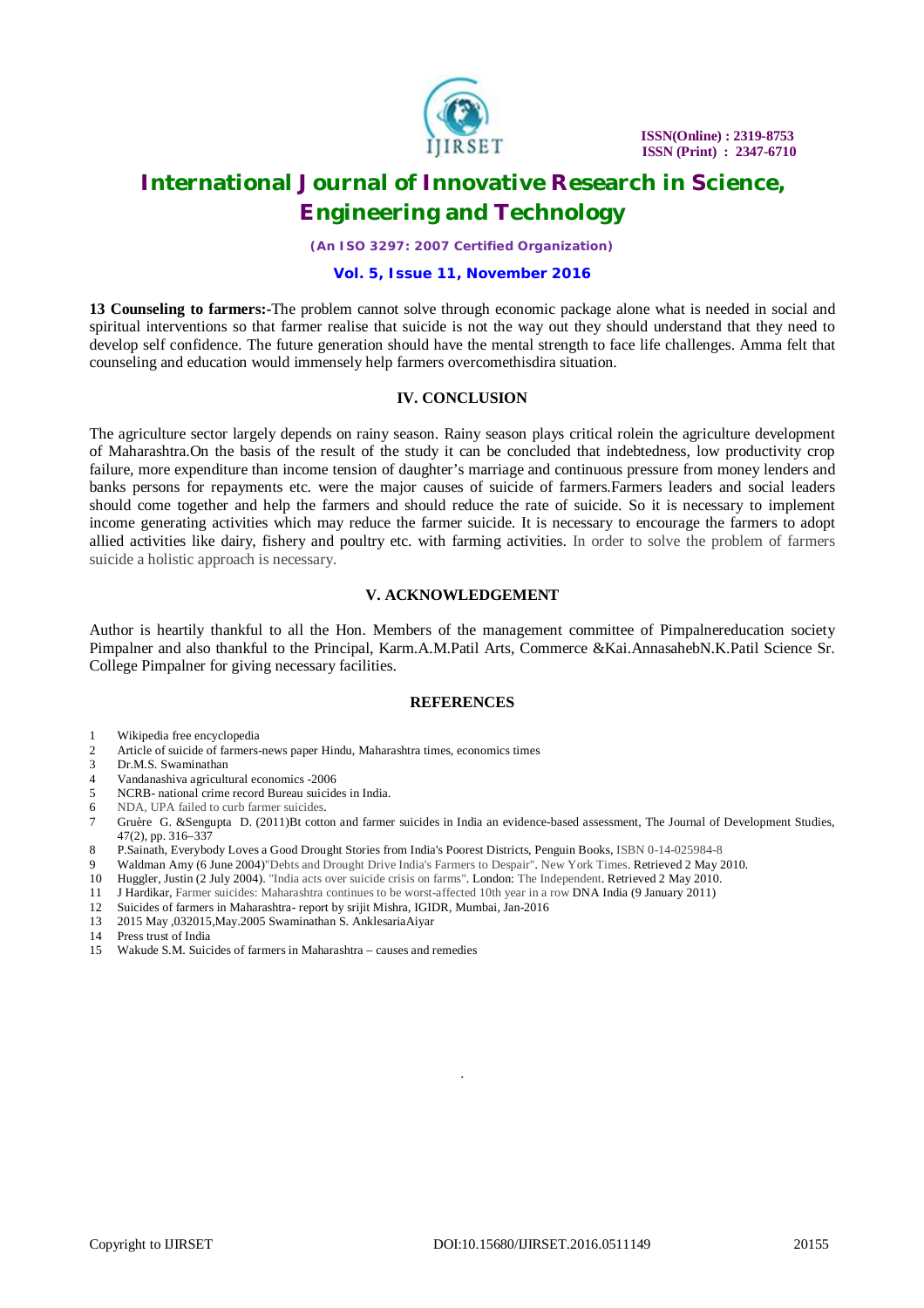**13 Counseling to farmers:-**The problem cannot solve through economic package alone what is needed in social and spiritual interventions so that farmer realise that suicide is not the way out they should understand that they need to develop self confidence. The future generation should have the mental strength to face life challenges. Amma felt that counseling and education would immensely help farmers overcomethisdira situation.

## IV. CONCLUSION

The agriculture sector largely depends on rainy season. Rainy season plays critical rolein the agriculture development of Maharashtra.On the basis of the result of the study it can be concluded that indebtedness, low productivity crop failure, more expenditure than income tension of daughter's marriage and continuous pressure from money lenders and banks persons for repayments etc. were the major causes of suicide of farmers.Farmers leaders and social leaders should come together and help the farmers and should reduce the rate of suicide. So it is necessary to implement income generating activities which may reduce the farmer suicide. It is necessary to encourage the farmers to adopt allied activities like dairy, fishery and poultry etc. with farming activities. In order to solve the problem of farmers suicide a holistic approach is necessary.

## V. ACKNOWLEDGEMENT

Author is heartily thankful to all the Hon. Members of the management committee of Pimpalnereducation society Pimpalner and also thankful to the Principal, Karm.A.M.Patil Arts, Commerce &Kai.AnnasahebN.K.Patil Science Sr. College Pimpalner for giving necessary facilities.

## REFERENCES

1. Wikipedia free encyclopedia
2. Article of suicide of farmers-news paper Hindu, Maharashtra times, economics times
3. Dr.M.S. Swaminathan
4. Vandanashiva agricultural economics -2006
5. NCRB- national crime record Bureau suicides in India.
6. NDA, UPA failed to curb farmer suicides.
7. Gruère G. &Sengupta D. (2011)Bt cotton and farmer suicides in India an evidence-based assessment, The Journal of Development Studies, 47(2), pp. 316–337
8. P.Sainath, Everybody Loves a Good Drought Stories from India's Poorest Districts, Penguin Books, ISBN 0-14-025984-8
9. Waldman Amy (6 June 2004)"Debts and Drought Drive India's Farmers to Despair". New York Times. Retrieved 2 May 2010.
10. Huggler, Justin (2 July 2004). "India acts over suicide crisis on farms". London: The Independent. Retrieved 2 May 2010.
11. J Hardikar, Farmer suicides: Maharashtra continues to be worst-affected 10th year in a row DNA India (9 January 2011)
12. Suicides of farmers in Maharashtra- report by srijit Mishra, IGIDR, Mumbai, Jan-2016
13. 2015 May ,032015,May.2005 Swaminathan S. AnklesariaAiyar
14. Press trust of India
15. Wakude S.M. Suicides of farmers in Maharashtra – causes and remedies